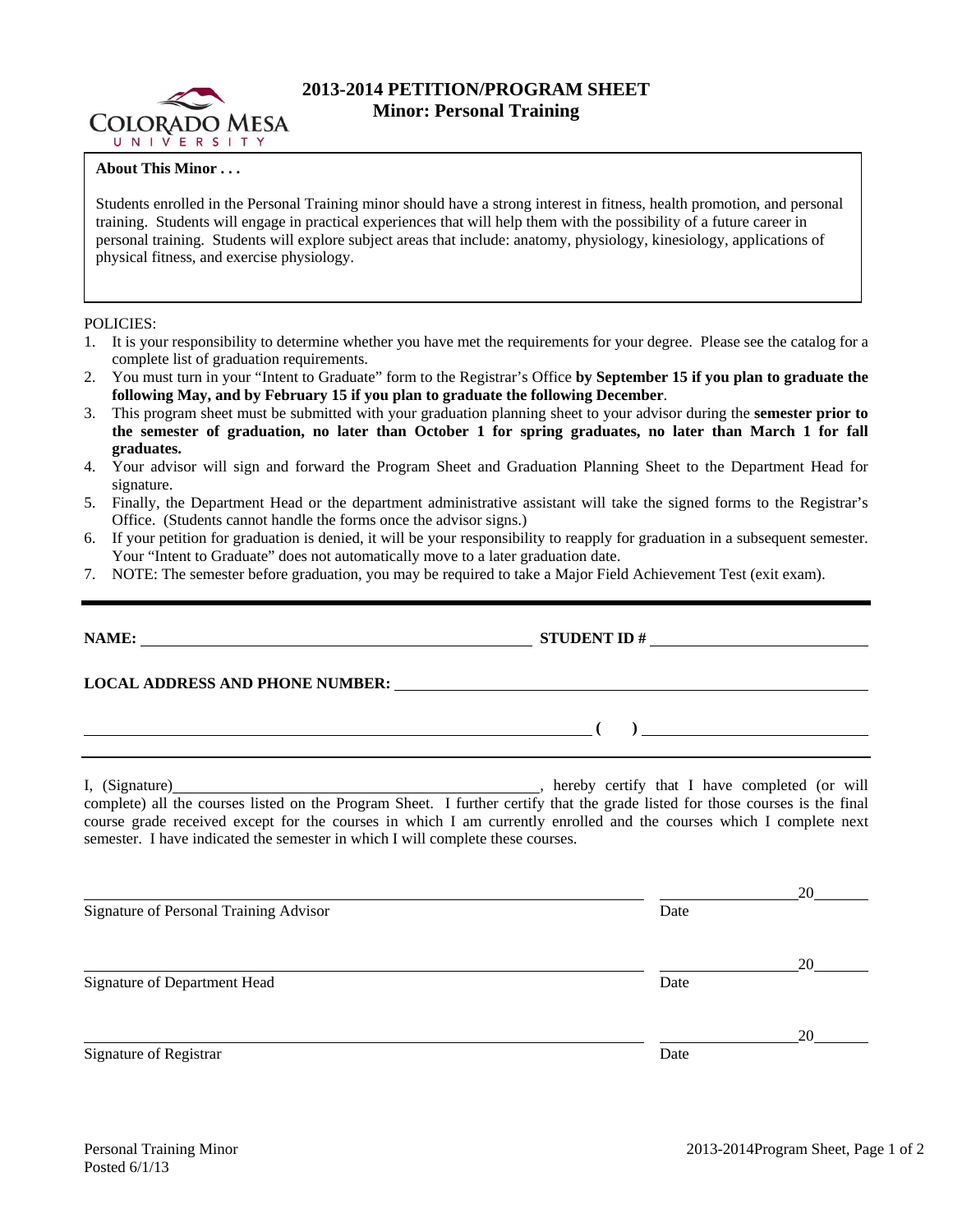# 2013-2014 PETITION/PROGRAM SHEET
## Minor: Personal Training

**About This Minor . . .**

Students enrolled in the Personal Training minor should have a strong interest in fitness, health promotion, and personal training. Students will engage in practical experiences that will help them with the possibility of a future career in personal training. Students will explore subject areas that include: anatomy, physiology, kinesiology, applications of physical fitness, and exercise physiology.

POLICIES:

1. It is your responsibility to determine whether you have met the requirements for your degree. Please see the catalog for a complete list of graduation requirements.
2. You must turn in your "Intent to Graduate" form to the Registrar's Office **by September 15 if you plan to graduate the following May, and by February 15 if you plan to graduate the following December**.
3. This program sheet must be submitted with your graduation planning sheet to your advisor during the **semester prior to the semester of graduation, no later than October 1 for spring graduates, no later than March 1 for fall graduates.**
4. Your advisor will sign and forward the Program Sheet and Graduation Planning Sheet to the Department Head for signature.
5. Finally, the Department Head or the department administrative assistant will take the signed forms to the Registrar's Office. (Students cannot handle the forms once the advisor signs.)
6. If your petition for graduation is denied, it will be your responsibility to reapply for graduation in a subsequent semester. Your "Intent to Graduate" does not automatically move to a later graduation date.
7. NOTE: The semester before graduation, you may be required to take a Major Field Achievement Test (exit exam).

---

**NAME:** ______________________________ **STUDENT ID #** ______________________

**LOCAL ADDRESS AND PHONE NUMBER:** ______________________________

______________________________ **( )** ______________________

I, (Signature)______________________________, hereby certify that I have completed (or will complete) all the courses listed on the Program Sheet. I further certify that the grade listed for those courses is the final course grade received except for the courses in which I am currently enrolled and the courses which I complete next semester. I have indicated the semester in which I will complete these courses.

______________________________ ____________20______
Signature of Personal Training Advisor Date

______________________________ ____________20______
Signature of Department Head Date

______________________________ ____________20______
Signature of Registrar Date

Personal Training Minor
Posted 6/1/13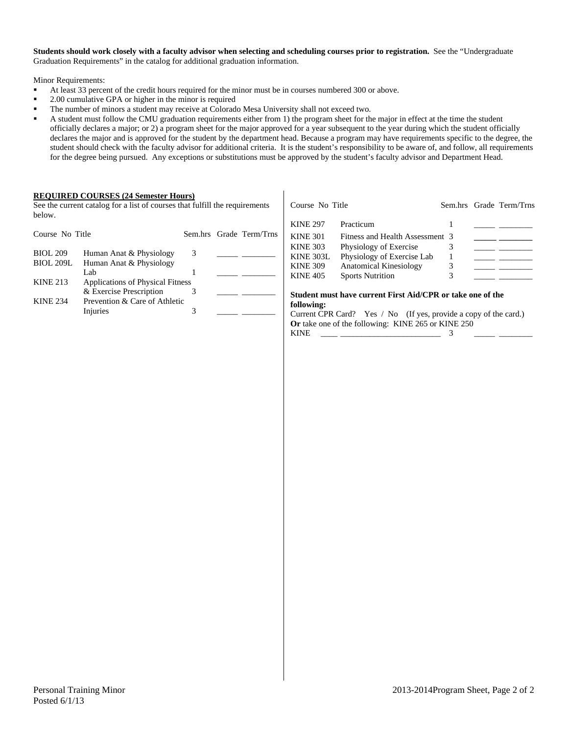**Students should work closely with a faculty advisor when selecting and scheduling courses prior to registration.** See the "Undergraduate Graduation Requirements" in the catalog for additional graduation information.

Minor Requirements:

- At least 33 percent of the credit hours required for the minor must be in courses numbered 300 or above.
- 2.00 cumulative GPA or higher in the minor is required
- The number of minors a student may receive at Colorado Mesa University shall not exceed two.
- A student must follow the CMU graduation requirements either from 1) the program sheet for the major in effect at the time the student officially declares a major; or 2) a program sheet for the major approved for a year subsequent to the year during which the student officially declares the major and is approved for the student by the department head. Because a program may have requirements specific to the degree, the student should check with the faculty advisor for additional criteria. It is the student's responsibility to be aware of, and follow, all requirements for the degree being pursued. Any exceptions or substitutions must be approved by the student's faculty advisor and Department Head.

**REQUIRED COURSES (24 Semester Hours)**

See the current catalog for a list of courses that fulfill the requirements below.

| Course No | Title | Sem.hrs | Grade | Term/Trns |
|---|---|---|---|---|
| BIOL 209 | Human Anat & Physiology | 3 | _____ | ________ |
| BIOL 209L | Human Anat & Physiology Lab | 1 | _____ | ________ |
| KINE 213 | Applications of Physical Fitness & Exercise Prescription | 3 | _____ | ________ |
| KINE 234 | Prevention & Care of Athletic Injuries | 3 | _____ | ________ |
| KINE 297 | Practicum | 1 | _____ | ________ |
| KINE 301 | Fitness and Health Assessment | 3 | _____ | ________ |
| KINE 303 | Physiology of Exercise | 3 | _____ | ________ |
| KINE 303L | Physiology of Exercise Lab | 1 | _____ | ________ |
| KINE 309 | Anatomical Kinesiology | 3 | _____ | ________ |
| KINE 405 | Sports Nutrition | 3 | _____ | ________ |

**Student must have current First Aid/CPR or take one of the following:**

Current CPR Card? Yes / No (If yes, provide a copy of the card.)

**Or** take one of the following: KINE 265 or KINE 250

| Course No | Title | Sem.hrs | Grade | Term/Trns |
|---|---|---|---|---|
| KINE ____ | ________________________ | 3 | _____ | ________ |

Personal Training Minor
Posted 6/1/13